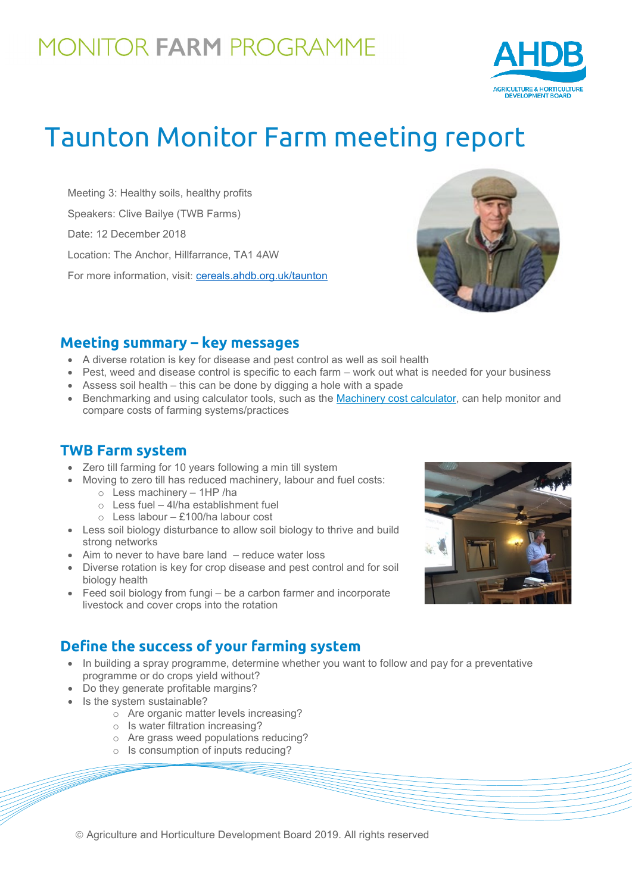# MONITOR FARM PROGRAMME

# Taunton Monitor Farm meeting report

Meeting 3: Healthy soils, healthy profits

Speakers: Clive Bailye (TWB Farms)

Date: 12 December 2018

Location: The Anchor, Hillfarrance, TA1 4AW

For more information, visit: cereals.ahdb.org.uk/taunton

## Meeting summary – key messages

- A diverse rotation is key for disease and pest control as well as soil health
- Pest, weed and disease control is specific to each farm – work out what is needed for your business
- Assess soil health – this can be done by digging a hole with a spade
- Benchmarking and using calculator tools, such as the Machinery cost calculator, can help monitor and compare costs of farming systems/practices

## TWB Farm system

- Zero till farming for 10 years following a min till system
- Moving to zero till has reduced machinery, labour and fuel costs:
    - Less machinery – 1HP /ha
    - Less fuel – 4l/ha establishment fuel
    - Less labour – £100/ha labour cost
- Less soil biology disturbance to allow soil biology to thrive and build strong networks
- Aim to never to have bare land – reduce water loss
- Diverse rotation is key for crop disease and pest control and for soil biology health
- Feed soil biology from fungi – be a carbon farmer and incorporate livestock and cover crops into the rotation

## Define the success of your farming system

- In building a spray programme, determine whether you want to follow and pay for a preventative programme or do crops yield without?
- Do they generate profitable margins?
- Is the system sustainable?
    - Are organic matter levels increasing?
    - Is water filtration increasing?
    - Are grass weed populations reducing?
    - Is consumption of inputs reducing?

© Agriculture and Horticulture Development Board 2019. All rights reserved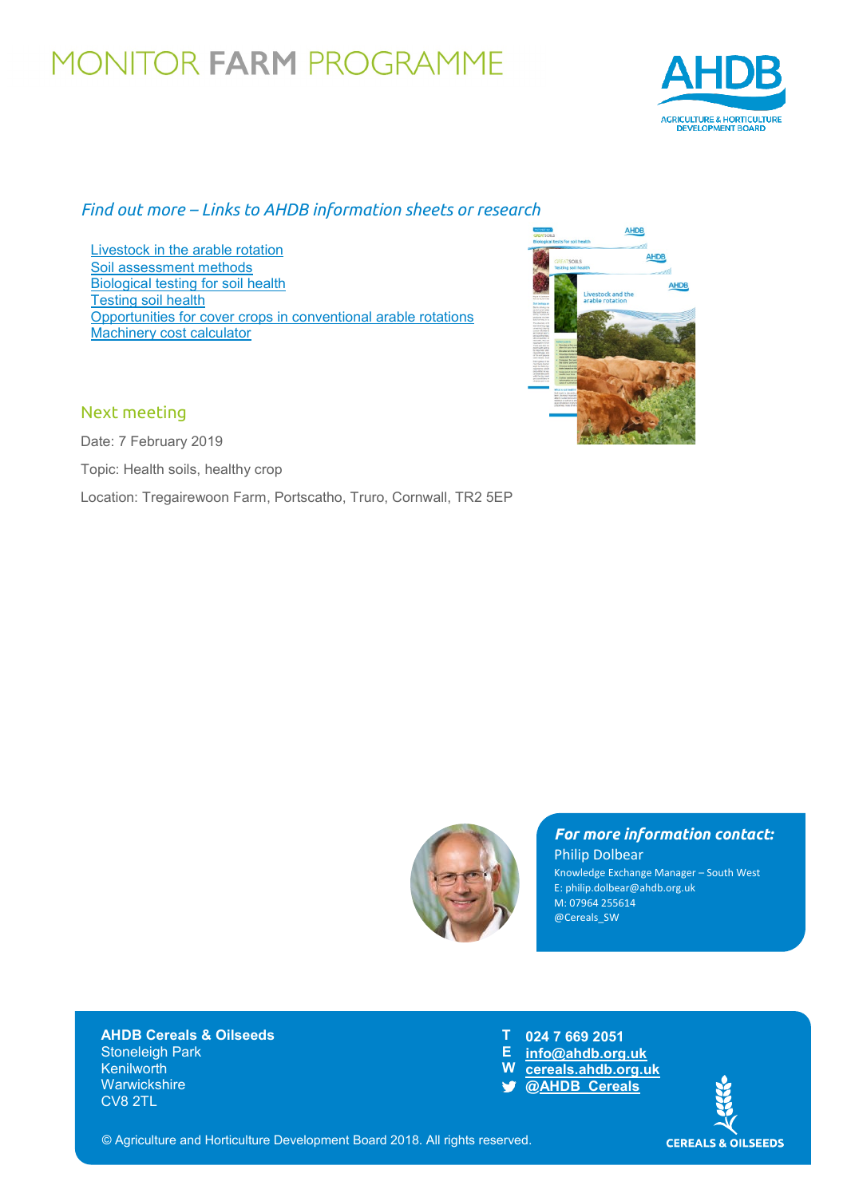# MONITOR FARM PROGRAMME

AHDB
AGRICULTURE & HORTICULTURE DEVELOPMENT BOARD

*Find out more – Links to AHDB information sheets or research*

- Livestock in the arable rotation
- Soil assessment methods
- Biological testing for soil health
- Testing soil health
- Opportunities for cover crops in conventional arable rotations
- Machinery cost calculator

## Next meeting

Date: 7 February 2019

Topic: Health soils, healthy crop

Location: Tregairewoon Farm, Portscatho, Truro, Cornwall, TR2 5EP

***For more information contact:***

Philip Dolbear
Knowledge Exchange Manager – South West
E: philip.dolbear@ahdb.org.uk
M: 07964 255614
@Cereals_SW

**AHDB Cereals & Oilseeds**
Stoneleigh Park
Kenilworth
Warwickshire
CV8 2TL

**T** 024 7 669 2051
**E** info@ahdb.org.uk
**W** cereals.ahdb.org.uk
@AHDB_Cereals

© Agriculture and Horticulture Development Board 2018. All rights reserved.

CEREALS & OILSEEDS